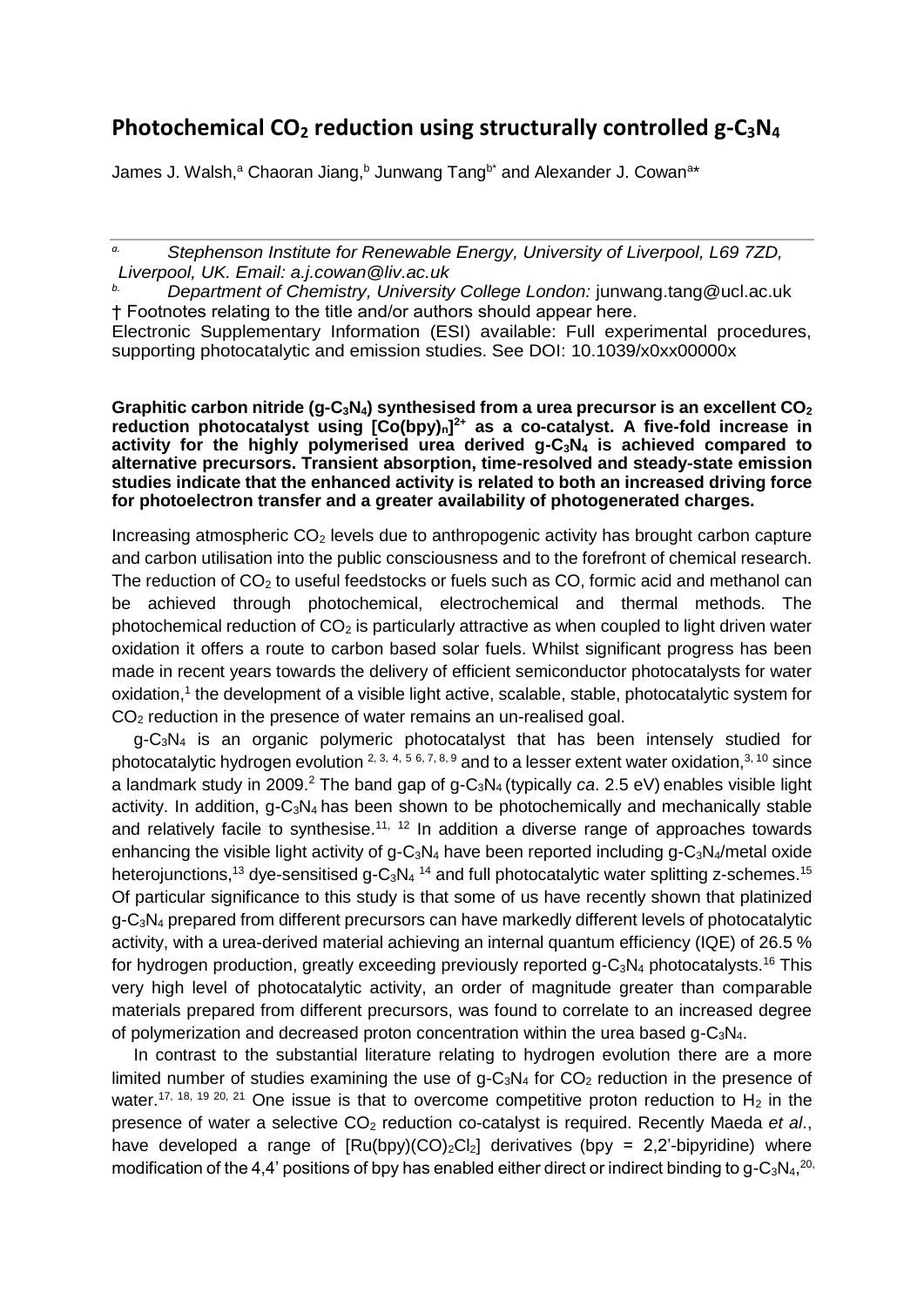# Photochemical $CO_2$ reduction using structurally controlled g-$C_3N_4$

James J. Walsh,[a] Chaoran Jiang,[b] Junwang Tang[b*] and Alexander J. Cowan[a*]

[a] *Stephenson Institute for Renewable Energy, University of Liverpool, L69 7ZD, Liverpool, UK. Email: a.j.cowan@liv.ac.uk*

[b] *Department of Chemistry, University College London:* junwang.tang@ucl.ac.uk

† Footnotes relating to the title and/or authors should appear here.

Electronic Supplementary Information (ESI) available: Full experimental procedures, supporting photocatalytic and emission studies. See DOI: 10.1039/x0xx00000x

**Graphitic carbon nitride (g-$C_3N_4$) synthesised from a urea precursor is an excellent $CO_2$ reduction photocatalyst using $[Co(bpy)_n]^{2+}$ as a co-catalyst. A five-fold increase in activity for the highly polymerised urea derived g-$C_3N_4$ is achieved compared to alternative precursors. Transient absorption, time-resolved and steady-state emission studies indicate that the enhanced activity is related to both an increased driving force for photoelectron transfer and a greater availability of photogenerated charges.**

Increasing atmospheric $CO_2$ levels due to anthropogenic activity has brought carbon capture and carbon utilisation into the public consciousness and to the forefront of chemical research. The reduction of $CO_2$ to useful feedstocks or fuels such as CO, formic acid and methanol can be achieved through photochemical, electrochemical and thermal methods. The photochemical reduction of $CO_2$ is particularly attractive as when coupled to light driven water oxidation it offers a route to carbon based solar fuels. Whilst significant progress has been made in recent years towards the delivery of efficient semiconductor photocatalysts for water oxidation,[1] the development of a visible light active, scalable, stable, photocatalytic system for $CO_2$ reduction in the presence of water remains an un-realised goal.

g-$C_3N_4$ is an organic polymeric photocatalyst that has been intensely studied for photocatalytic hydrogen evolution [2, 3, 4, 5 6, 7, 8, 9] and to a lesser extent water oxidation,[3, 10] since a landmark study in 2009.[2] The band gap of g-$C_3N_4$ (typically *ca*. 2.5 eV) enables visible light activity. In addition, g-$C_3N_4$ has been shown to be photochemically and mechanically stable and relatively facile to synthesise.[11, 12] In addition a diverse range of approaches towards enhancing the visible light activity of g-$C_3N_4$ have been reported including g-$C_3N_4$/metal oxide heterojunctions,[13] dye-sensitised g-$C_3N_4$ [14] and full photocatalytic water splitting z-schemes.[15] Of particular significance to this study is that some of us have recently shown that platinized g-$C_3N_4$ prepared from different precursors can have markedly different levels of photocatalytic activity, with a urea-derived material achieving an internal quantum efficiency (IQE) of 26.5 % for hydrogen production, greatly exceeding previously reported g-$C_3N_4$ photocatalysts.[16] This very high level of photocatalytic activity, an order of magnitude greater than comparable materials prepared from different precursors, was found to correlate to an increased degree of polymerization and decreased proton concentration within the urea based g-$C_3N_4$.

In contrast to the substantial literature relating to hydrogen evolution there are a more limited number of studies examining the use of g-$C_3N_4$ for $CO_2$ reduction in the presence of water.[17, 18, 19 20, 21] One issue is that to overcome competitive proton reduction to $H_2$ in the presence of water a selective $CO_2$ reduction co-catalyst is required. Recently Maeda *et al*., have developed a range of $[Ru(bpy)(CO)_2Cl_2]$ derivatives (bpy = 2,2'-bipyridine) where modification of the 4,4' positions of bpy has enabled either direct or indirect binding to g-$C_3N_4$,[20,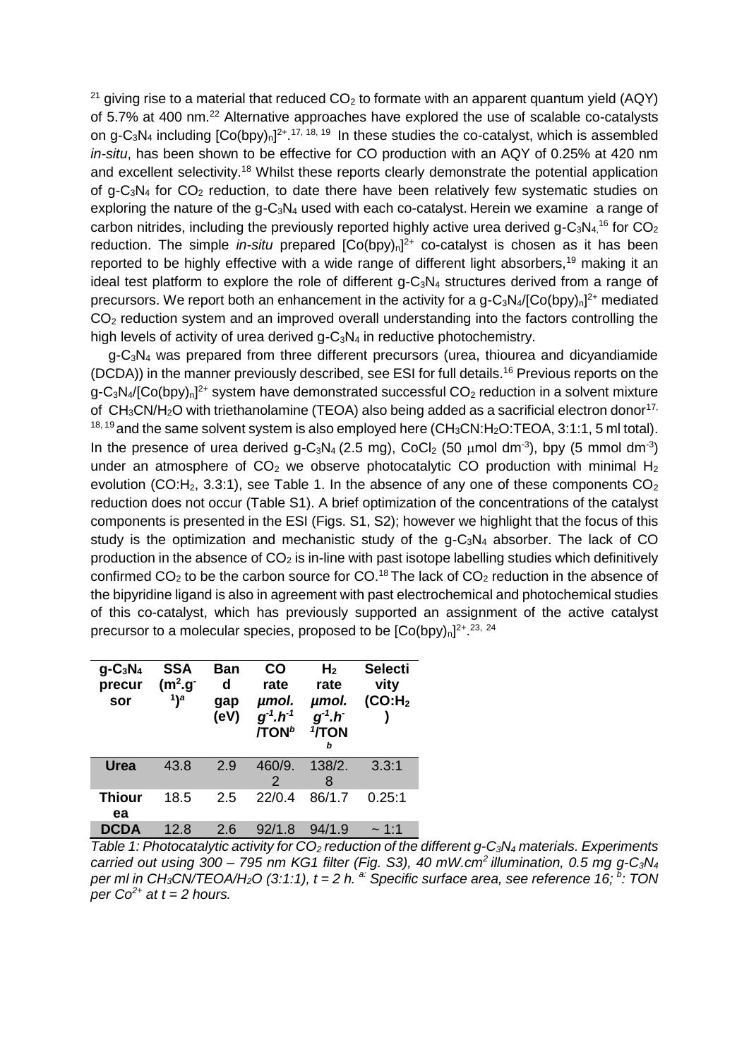[21] giving rise to a material that reduced $CO_2$ to formate with an apparent quantum yield (AQY) of 5.7% at 400 nm.[22] Alternative approaches have explored the use of scalable co-catalysts on g-$C_3N_4$ including $[Co(bpy)_n]^{2+}$.[17, 18, 19] In these studies the co-catalyst, which is assembled *in-situ*, has been shown to be effective for CO production with an AQY of 0.25% at 420 nm and excellent selectivity.[18] Whilst these reports clearly demonstrate the potential application of g-$C_3N_4$ for $CO_2$ reduction, to date there have been relatively few systematic studies on exploring the nature of the g-$C_3N_4$ used with each co-catalyst. Herein we examine a range of carbon nitrides, including the previously reported highly active urea derived g-$C_3N_4$,[16] for $CO_2$ reduction. The simple *in-situ* prepared $[Co(bpy)_n]^{2+}$ co-catalyst is chosen as it has been reported to be highly effective with a wide range of different light absorbers,[19] making it an ideal test platform to explore the role of different g-$C_3N_4$ structures derived from a range of precursors. We report both an enhancement in the activity for a g-$C_3N_4$/$[Co(bpy)_n]^{2+}$ mediated $CO_2$ reduction system and an improved overall understanding into the factors controlling the high levels of activity of urea derived g-$C_3N_4$ in reductive photochemistry.

g-$C_3N_4$ was prepared from three different precursors (urea, thiourea and dicyandiamide (DCDA)) in the manner previously described, see ESI for full details.[16] Previous reports on the g-$C_3N_4$/$[Co(bpy)_n]^{2+}$ system have demonstrated successful $CO_2$ reduction in a solvent mixture of $CH_3CN/H_2O$ with triethanolamine (TEOA) also being added as a sacrificial electron donor[17, 18, 19] and the same solvent system is also employed here ($CH_3CN$:$H_2O$:TEOA, 3:1:1, 5 ml total). In the presence of urea derived g-$C_3N_4$ (2.5 mg), $CoCl_2$ (50 $\mu$mol dm$^{-3}$), bpy (5 mmol dm$^{-3}$) under an atmosphere of $CO_2$ we observe photocatalytic CO production with minimal $H_2$ evolution (CO:$H_2$, 3.3:1), see Table 1. In the absence of any one of these components $CO_2$ reduction does not occur (Table S1). A brief optimization of the concentrations of the catalyst components is presented in the ESI (Figs. S1, S2); however we highlight that the focus of this study is the optimization and mechanistic study of the g-$C_3N_4$ absorber. The lack of CO production in the absence of $CO_2$ is in-line with past isotope labelling studies which definitively confirmed $CO_2$ to be the carbon source for CO.[18] The lack of $CO_2$ reduction in the absence of the bipyridine ligand is also in agreement with past electrochemical and photochemical studies of this co-catalyst, which has previously supported an assignment of the active catalyst precursor to a molecular species, proposed to be $[Co(bpy)_n]^{2+}$.[23, 24]

| g-$C_3N_4$ precursor | SSA ($m^2.g^{-1}$)$^a$ | Band gap (eV) | CO rate *μmol. $g^{-1}.h^{-1}$* /TON$^b$ | $H_2$ rate *μmol. $g^{-1}.h^{-1}$*/TON$^b$ | Selectivity (CO:$H_2$) |
|---|---|---|---|---|---|
| **Urea** | 43.8 | 2.9 | 460/9.2 | 138/2.8 | 3.3:1 |
| **Thiourea** | 18.5 | 2.5 | 22/0.4 | 86/1.7 | 0.25:1 |
| **DCDA** | 12.8 | 2.6 | 92/1.8 | 94/1.9 | ~ 1:1 |

*Table 1: Photocatalytic activity for $CO_2$ reduction of the different g-$C_3N_4$ materials. Experiments carried out using 300 – 795 nm KG1 filter (Fig. S3), 40 mW.cm$^2$ illumination, 0.5 mg g-$C_3N_4$ per ml in $CH_3CN$/TEOA/$H_2O$ (3:1:1), t = 2 h. $^a$: Specific surface area, see reference 16; $^b$: TON per $Co^{2+}$ at t = 2 hours.*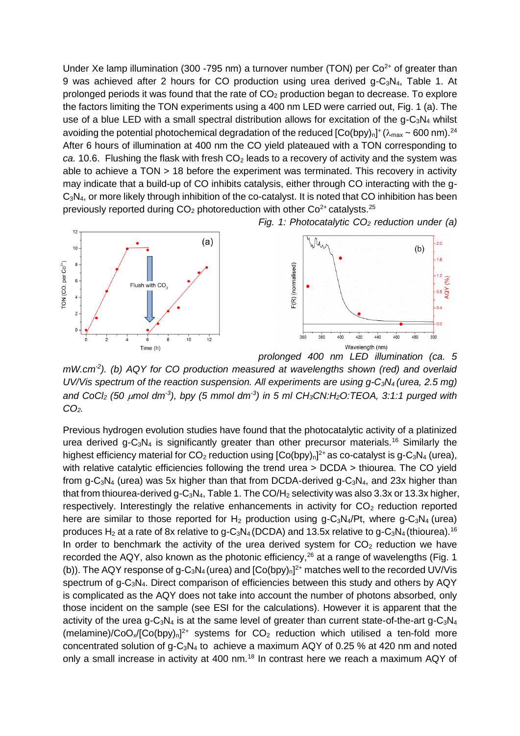Under Xe lamp illumination (300 -795 nm) a turnover number (TON) per $Co^{2+}$ of greater than 9 was achieved after 2 hours for CO production using urea derived g-$C_3N_4$, Table 1. At prolonged periods it was found that the rate of $CO_2$ production began to decrease. To explore the factors limiting the TON experiments using a 400 nm LED were carried out, Fig. 1 (a). The use of a blue LED with a small spectral distribution allows for excitation of the g-$C_3N_4$ whilst avoiding the potential photochemical degradation of the reduced $[Co(bpy)_n]^+$ ($\lambda_{max}$ ~ 600 nm).[24] After 6 hours of illumination at 400 nm the CO yield plateaued with a TON corresponding to *ca.* 10.6. Flushing the flask with fresh $CO_2$ leads to a recovery of activity and the system was able to achieve a TON > 18 before the experiment was terminated. This recovery in activity may indicate that a build-up of CO inhibits catalysis, either through CO interacting with the g-$C_3N_4$, or more likely through inhibition of the co-catalyst. It is noted that CO inhibition has been previously reported during $CO_2$ photoreduction with other $Co^{2+}$ catalysts.[25]

*Fig. 1: Photocatalytic $CO_2$ reduction under (a) prolonged 400 nm LED illumination (ca. 5 mW.cm$^{-2}$). (b) AQY for CO production measured at wavelengths shown (red) and overlaid UV/Vis spectrum of the reaction suspension. All experiments are using g-$C_3N_4$ (urea, 2.5 mg) and $CoCl_2$ (50 $\mu$mol dm$^{-3}$), bpy (5 mmol dm$^{-3}$) in 5 ml $CH_3CN$:$H_2O$:TEOA, 3:1:1 purged with $CO_2$.*

Previous hydrogen evolution studies have found that the photocatalytic activity of a platinized urea derived g-$C_3N_4$ is significantly greater than other precursor materials.[16] Similarly the highest efficiency material for $CO_2$ reduction using $[Co(bpy)_n]^{2+}$ as co-catalyst is g-$C_3N_4$ (urea), with relative catalytic efficiencies following the trend urea > DCDA > thiourea. The CO yield from g-$C_3N_4$ (urea) was 5x higher than that from DCDA-derived g-$C_3N_4$, and 23x higher than that from thiourea-derived g-$C_3N_4$, Table 1. The CO/$H_2$ selectivity was also 3.3x or 13.3x higher, respectively. Interestingly the relative enhancements in activity for $CO_2$ reduction reported here are similar to those reported for $H_2$ production using g-$C_3N_4$/Pt, where g-$C_3N_4$ (urea) produces $H_2$ at a rate of 8x relative to g-$C_3N_4$ (DCDA) and 13.5x relative to g-$C_3N_4$ (thiourea).[16] In order to benchmark the activity of the urea derived system for $CO_2$ reduction we have recorded the AQY, also known as the photonic efficiency,[26] at a range of wavelengths (Fig. 1 (b)). The AQY response of g-$C_3N_4$ (urea) and $[Co(bpy)_n]^{2+}$ matches well to the recorded UV/Vis spectrum of g-$C_3N_4$. Direct comparison of efficiencies between this study and others by AQY is complicated as the AQY does not take into account the number of photons absorbed, only those incident on the sample (see ESI for the calculations). However it is apparent that the activity of the urea g-$C_3N_4$ is at the same level of greater than current state-of-the-art g-$C_3N_4$ (melamine)/$CoO_x$/$[Co(bpy)_n]^{2+}$ systems for $CO_2$ reduction which utilised a ten-fold more concentrated solution of g-$C_3N_4$ to achieve a maximum AQY of 0.25 % at 420 nm and noted only a small increase in activity at 400 nm.[18] In contrast here we reach a maximum AQY of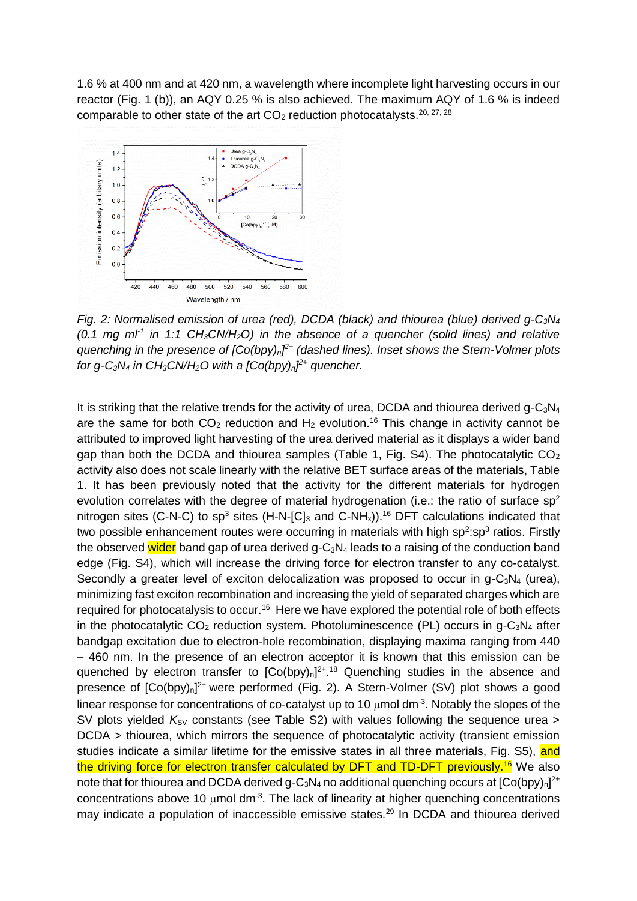1.6 % at 400 nm and at 420 nm, a wavelength where incomplete light harvesting occurs in our reactor (Fig. 1 (b)), an AQY 0.25 % is also achieved. The maximum AQY of 1.6 % is indeed comparable to other state of the art $CO_2$ reduction photocatalysts.[20, 27, 28]

*Fig. 2: Normalised emission of urea (red), DCDA (black) and thiourea (blue) derived g-$C_3N_4$ (0.1 mg $ml^{-1}$ in 1:1 $CH_3CN/H_2O$) in the absence of a quencher (solid lines) and relative quenching in the presence of $[Co(bpy)_n]^{2+}$ (dashed lines). Inset shows the Stern-Volmer plots for g-$C_3N_4$ in $CH_3CN/H_2O$ with a $[Co(bpy)_n]^{2+}$ quencher.*

It is striking that the relative trends for the activity of urea, DCDA and thiourea derived g-$C_3N_4$ are the same for both $CO_2$ reduction and $H_2$ evolution.[16] This change in activity cannot be attributed to improved light harvesting of the urea derived material as it displays a wider band gap than both the DCDA and thiourea samples (Table 1, Fig. S4). The photocatalytic $CO_2$ activity also does not scale linearly with the relative BET surface areas of the materials, Table 1. It has been previously noted that the activity for the different materials for hydrogen evolution correlates with the degree of material hydrogenation (i.e.: the ratio of surface $sp^2$ nitrogen sites (C-N-C) to $sp^3$ sites (H-N-$[C]_3$ and C-$NH_x$)).[16] DFT calculations indicated that two possible enhancement routes were occurring in materials with high $sp^2$:$sp^3$ ratios. Firstly the observed wider band gap of urea derived g-$C_3N_4$ leads to a raising of the conduction band edge (Fig. S4), which will increase the driving force for electron transfer to any co-catalyst. Secondly a greater level of exciton delocalization was proposed to occur in g-$C_3N_4$ (urea), minimizing fast exciton recombination and increasing the yield of separated charges which are required for photocatalysis to occur.[16] Here we have explored the potential role of both effects in the photocatalytic $CO_2$ reduction system. Photoluminescence (PL) occurs in g-$C_3N_4$ after bandgap excitation due to electron-hole recombination, displaying maxima ranging from 440 – 460 nm. In the presence of an electron acceptor it is known that this emission can be quenched by electron transfer to $[Co(bpy)_n]^{2+}$.[18] Quenching studies in the absence and presence of $[Co(bpy)_n]^{2+}$ were performed (Fig. 2). A Stern-Volmer (SV) plot shows a good linear response for concentrations of co-catalyst up to 10 μmol $dm^{-3}$. Notably the slopes of the SV plots yielded $K_{SV}$ constants (see Table S2) with values following the sequence urea > DCDA > thiourea, which mirrors the sequence of photocatalytic activity (transient emission studies indicate a similar lifetime for the emissive states in all three materials, Fig. S5), and the driving force for electron transfer calculated by DFT and TD-DFT previously.[16] We also note that for thiourea and DCDA derived g-$C_3N_4$ no additional quenching occurs at $[Co(bpy)_n]^{2+}$ concentrations above 10 μmol $dm^{-3}$. The lack of linearity at higher quenching concentrations may indicate a population of inaccessible emissive states.[29] In DCDA and thiourea derived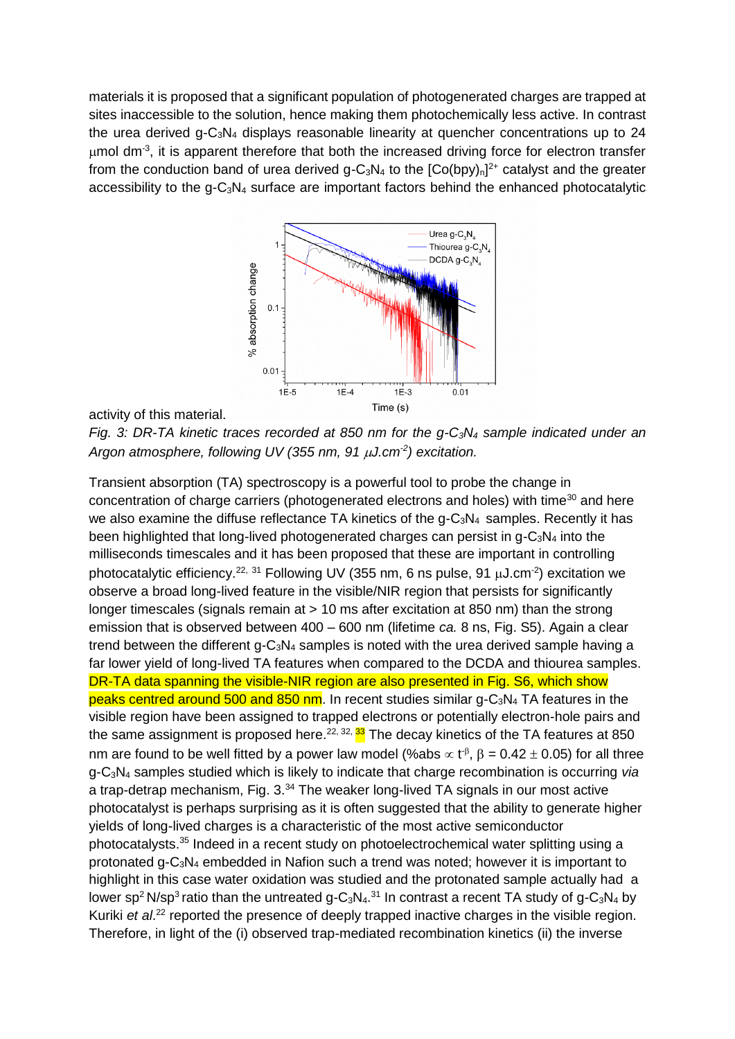materials it is proposed that a significant population of photogenerated charges are trapped at sites inaccessible to the solution, hence making them photochemically less active. In contrast the urea derived g-$C_3N_4$ displays reasonable linearity at quencher concentrations up to 24 μmol $dm^{-3}$, it is apparent therefore that both the increased driving force for electron transfer from the conduction band of urea derived g-$C_3N_4$ to the $[Co(bpy)_n]^{2+}$ catalyst and the greater accessibility to the g-$C_3N_4$ surface are important factors behind the enhanced photocatalytic activity of this material.

*Fig. 3: DR-TA kinetic traces recorded at 850 nm for the g-$C_3N_4$ sample indicated under an Argon atmosphere, following UV (355 nm, 91 μJ.$cm^{-2}$) excitation.*

Transient absorption (TA) spectroscopy is a powerful tool to probe the change in concentration of charge carriers (photogenerated electrons and holes) with time[30] and here we also examine the diffuse reflectance TA kinetics of the g-$C_3N_4$ samples. Recently it has been highlighted that long-lived photogenerated charges can persist in g-$C_3N_4$ into the milliseconds timescales and it has been proposed that these are important in controlling photocatalytic efficiency.[22, 31] Following UV (355 nm, 6 ns pulse, 91 μJ.$cm^{-2}$) excitation we observe a broad long-lived feature in the visible/NIR region that persists for significantly longer timescales (signals remain at > 10 ms after excitation at 850 nm) than the strong emission that is observed between 400 – 600 nm (lifetime *ca.* 8 ns, Fig. S5). Again a clear trend between the different g-$C_3N_4$ samples is noted with the urea derived sample having a far lower yield of long-lived TA features when compared to the DCDA and thiourea samples. DR-TA data spanning the visible-NIR region are also presented in Fig. S6, which show peaks centred around 500 and 850 nm. In recent studies similar g-$C_3N_4$ TA features in the visible region have been assigned to trapped electrons or potentially electron-hole pairs and the same assignment is proposed here.[22, 32, 33] The decay kinetics of the TA features at 850 nm are found to be well fitted by a power law model (%abs $\propto t^{-\beta}$, $\beta = 0.42 \pm 0.05$) for all three g-$C_3N_4$ samples studied which is likely to indicate that charge recombination is occurring *via* a trap-detrap mechanism, Fig. 3.[34] The weaker long-lived TA signals in our most active photocatalyst is perhaps surprising as it is often suggested that the ability to generate higher yields of long-lived charges is a characteristic of the most active semiconductor photocatalysts.[35] Indeed in a recent study on photoelectrochemical water splitting using a protonated g-$C_3N_4$ embedded in Nafion such a trend was noted; however it is important to highlight in this case water oxidation was studied and the protonated sample actually had a lower $sp^2$ N/$sp^3$ ratio than the untreated g-$C_3N_4$.[31] In contrast a recent TA study of g-$C_3N_4$ by Kuriki *et al.*[22] reported the presence of deeply trapped inactive charges in the visible region. Therefore, in light of the (i) observed trap-mediated recombination kinetics (ii) the inverse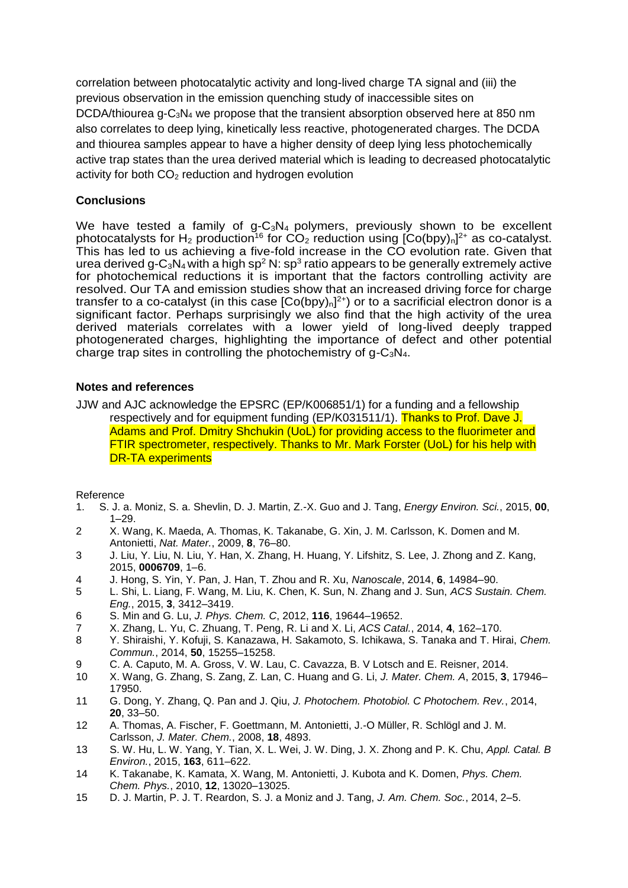correlation between photocatalytic activity and long-lived charge TA signal and (iii) the previous observation in the emission quenching study of inaccessible sites on DCDA/thiourea g-$C_3N_4$ we propose that the transient absorption observed here at 850 nm also correlates to deep lying, kinetically less reactive, photogenerated charges. The DCDA and thiourea samples appear to have a higher density of deep lying less photochemically active trap states than the urea derived material which is leading to decreased photocatalytic activity for both $CO_2$ reduction and hydrogen evolution

## Conclusions

We have tested a family of g-$C_3N_4$ polymers, previously shown to be excellent photocatalysts for $H_2$ production[16] for $CO_2$ reduction using $[Co(bpy)_n]^{2+}$ as co-catalyst. This has led to us achieving a five-fold increase in the CO evolution rate. Given that urea derived g-$C_3N_4$ with a high $sp^2$ N: $sp^3$ ratio appears to be generally extremely active for photochemical reductions it is important that the factors controlling activity are resolved. Our TA and emission studies show that an increased driving force for charge transfer to a co-catalyst (in this case $[Co(bpy)_n]^{2+}$) or to a sacrificial electron donor is a significant factor. Perhaps surprisingly we also find that the high activity of the urea derived materials correlates with a lower yield of long-lived deeply trapped photogenerated charges, highlighting the importance of defect and other potential charge trap sites in controlling the photochemistry of g-$C_3N_4$.

## Notes and references

JJW and AJC acknowledge the EPSRC (EP/K006851/1) for a funding and a fellowship respectively and for equipment funding (EP/K031511/1). Thanks to Prof. Dave J. Adams and Prof. Dmitry Shchukin (UoL) for providing access to the fluorimeter and FTIR spectrometer, respectively. Thanks to Mr. Mark Forster (UoL) for his help with DR-TA experiments

Reference

1. S. J. a. Moniz, S. a. Shevlin, D. J. Martin, Z.-X. Guo and J. Tang, *Energy Environ. Sci.*, 2015, **00**, 1–29.
2. X. Wang, K. Maeda, A. Thomas, K. Takanabe, G. Xin, J. M. Carlsson, K. Domen and M. Antonietti, *Nat. Mater.*, 2009, **8**, 76–80.
3. J. Liu, Y. Liu, N. Liu, Y. Han, X. Zhang, H. Huang, Y. Lifshitz, S. Lee, J. Zhong and Z. Kang, 2015, **0006709**, 1–6.
4. J. Hong, S. Yin, Y. Pan, J. Han, T. Zhou and R. Xu, *Nanoscale*, 2014, **6**, 14984–90.
5. L. Shi, L. Liang, F. Wang, M. Liu, K. Chen, K. Sun, N. Zhang and J. Sun, *ACS Sustain. Chem. Eng.*, 2015, **3**, 3412–3419.
6. S. Min and G. Lu, *J. Phys. Chem. C*, 2012, **116**, 19644–19652.
7. X. Zhang, L. Yu, C. Zhuang, T. Peng, R. Li and X. Li, *ACS Catal.*, 2014, **4**, 162–170.
8. Y. Shiraishi, Y. Kofuji, S. Kanazawa, H. Sakamoto, S. Ichikawa, S. Tanaka and T. Hirai, *Chem. Commun.*, 2014, **50**, 15255–15258.
9. C. A. Caputo, M. A. Gross, V. W. Lau, C. Cavazza, B. V Lotsch and E. Reisner, 2014.
10. X. Wang, G. Zhang, S. Zang, Z. Lan, C. Huang and G. Li, *J. Mater. Chem. A*, 2015, **3**, 17946–17950.
11. G. Dong, Y. Zhang, Q. Pan and J. Qiu, *J. Photochem. Photobiol. C Photochem. Rev.*, 2014, **20**, 33–50.
12. A. Thomas, A. Fischer, F. Goettmann, M. Antonietti, J.-O Müller, R. Schlögl and J. M. Carlsson, *J. Mater. Chem.*, 2008, **18**, 4893.
13. S. W. Hu, L. W. Yang, Y. Tian, X. L. Wei, J. W. Ding, J. X. Zhong and P. K. Chu, *Appl. Catal. B Environ.*, 2015, **163**, 611–622.
14. K. Takanabe, K. Kamata, X. Wang, M. Antonietti, J. Kubota and K. Domen, *Phys. Chem. Chem. Phys.*, 2010, **12**, 13020–13025.
15. D. J. Martin, P. J. T. Reardon, S. J. a Moniz and J. Tang, *J. Am. Chem. Soc.*, 2014, 2–5.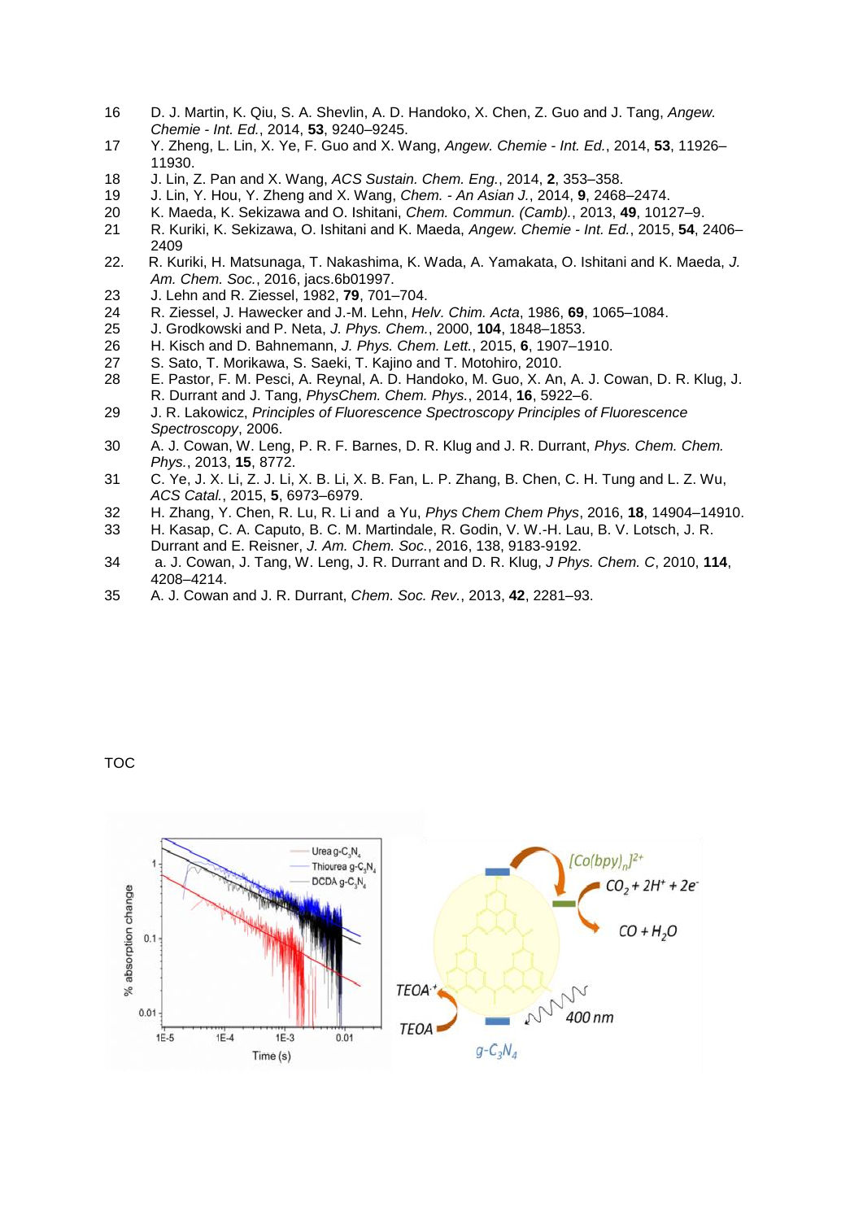16 D. J. Martin, K. Qiu, S. A. Shevlin, A. D. Handoko, X. Chen, Z. Guo and J. Tang, *Angew. Chemie - Int. Ed.*, 2014, **53**, 9240–9245.
17 Y. Zheng, L. Lin, X. Ye, F. Guo and X. Wang, *Angew. Chemie - Int. Ed.*, 2014, **53**, 11926–11930.
18 J. Lin, Z. Pan and X. Wang, *ACS Sustain. Chem. Eng.*, 2014, **2**, 353–358.
19 J. Lin, Y. Hou, Y. Zheng and X. Wang, *Chem. - An Asian J.*, 2014, **9**, 2468–2474.
20 K. Maeda, K. Sekizawa and O. Ishitani, *Chem. Commun. (Camb).*, 2013, **49**, 10127–9.
21 R. Kuriki, K. Sekizawa, O. Ishitani and K. Maeda, *Angew. Chemie - Int. Ed.*, 2015, **54**, 2406–2409
22. R. Kuriki, H. Matsunaga, T. Nakashima, K. Wada, A. Yamakata, O. Ishitani and K. Maeda, *J. Am. Chem. Soc.*, 2016, jacs.6b01997.
23 J. Lehn and R. Ziessel, 1982, **79**, 701–704.
24 R. Ziessel, J. Hawecker and J.-M. Lehn, *Helv. Chim. Acta*, 1986, **69**, 1065–1084.
25 J. Grodkowski and P. Neta, *J. Phys. Chem.*, 2000, **104**, 1848–1853.
26 H. Kisch and D. Bahnemann, *J. Phys. Chem. Lett.*, 2015, **6**, 1907–1910.
27 S. Sato, T. Morikawa, S. Saeki, T. Kajino and T. Motohiro, 2010.
28 E. Pastor, F. M. Pesci, A. Reynal, A. D. Handoko, M. Guo, X. An, A. J. Cowan, D. R. Klug, J. R. Durrant and J. Tang, *PhysChem. Chem. Phys.*, 2014, **16**, 5922–6.
29 J. R. Lakowicz, *Principles of Fluorescence Spectroscopy Principles of Fluorescence Spectroscopy*, 2006.
30 A. J. Cowan, W. Leng, P. R. F. Barnes, D. R. Klug and J. R. Durrant, *Phys. Chem. Chem. Phys.*, 2013, **15**, 8772.
31 C. Ye, J. X. Li, Z. J. Li, X. B. Li, X. B. Fan, L. P. Zhang, B. Chen, C. H. Tung and L. Z. Wu, *ACS Catal.*, 2015, **5**, 6973–6979.
32 H. Zhang, Y. Chen, R. Lu, R. Li and a Yu, *Phys Chem Chem Phys*, 2016, **18**, 14904–14910.
33 H. Kasap, C. A. Caputo, B. C. M. Martindale, R. Godin, V. W.-H. Lau, B. V. Lotsch, J. R. Durrant and E. Reisner, *J. Am. Chem. Soc.*, 2016, 138, 9183-9192.
34 a. J. Cowan, J. Tang, W. Leng, J. R. Durrant and D. R. Klug, *J Phys. Chem. C*, 2010, **114**, 4208–4214.
35 A. J. Cowan and J. R. Durrant, *Chem. Soc. Rev.*, 2013, **42**, 2281–93.

TOC

% absorption change
Time (s)
Urea g-$C_3N_4$
Thiourea g-$C_3N_4$
DCDA g-$C_3N_4$
1
0.1
0.01
1E-5
1E-4
1E-3
0.01

$[Co(bpy)_n]^{2+}$
$CO_2 + 2H^+ + 2e^-$
$CO + H_2O$
$TEOA^{\cdot+}$
TEOA
400 nm
g-$C_3N_4$